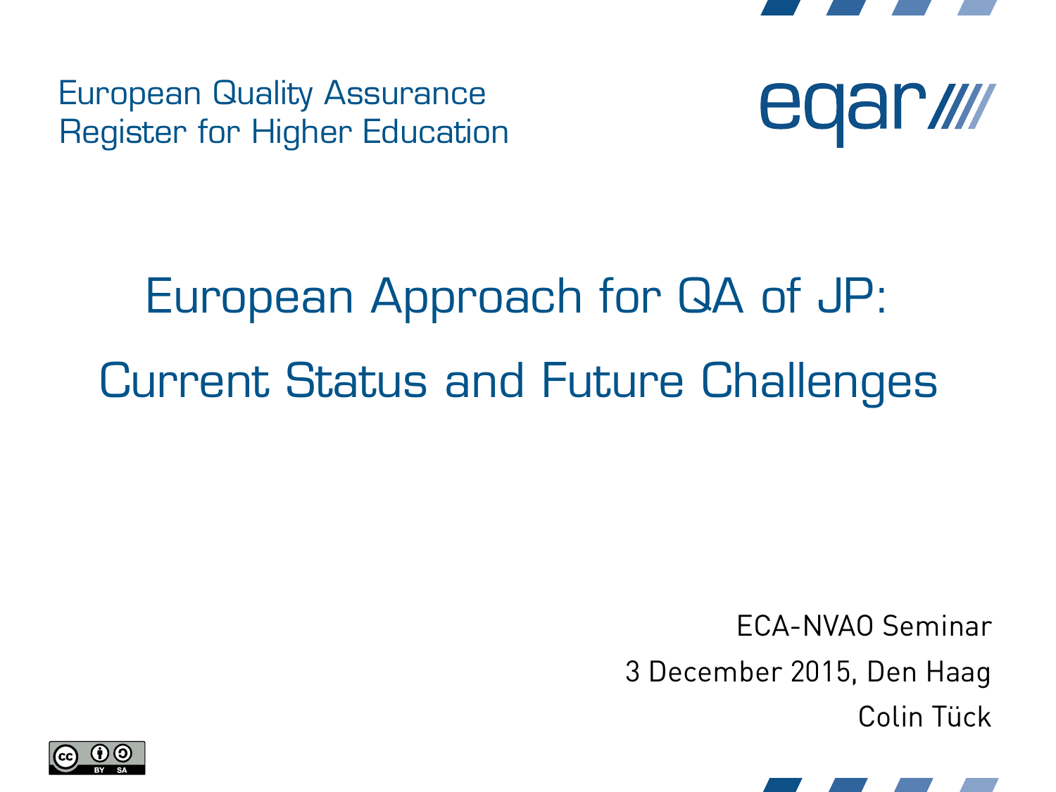European Quality Assurance
Register for Higher Education

eqar

# European Approach for QA of JP: Current Status and Future Challenges

ECA-NVAO Seminar

3 December 2015, Den Haag

Colin Tück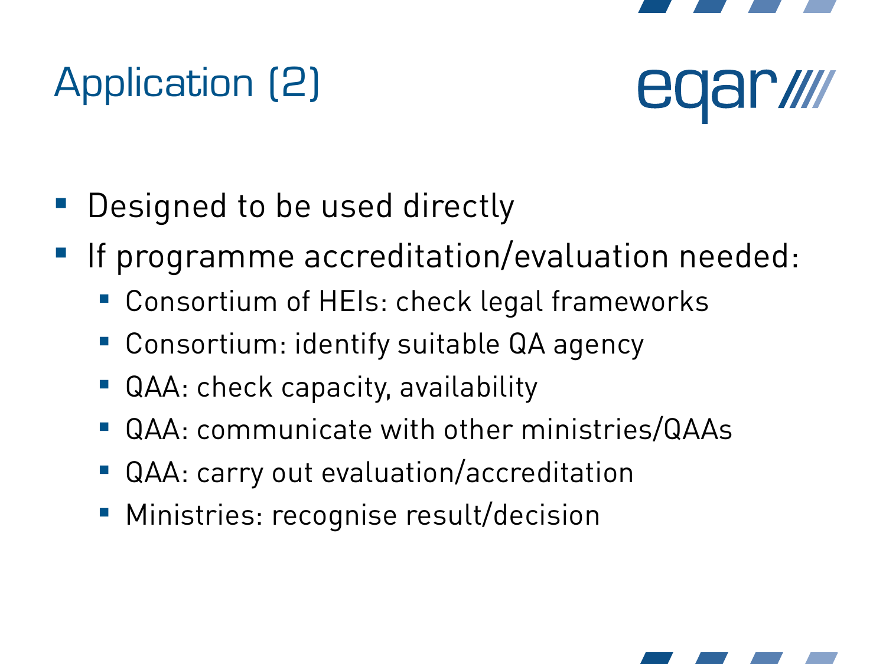# Application (2)

- Designed to be used directly
- If programme accreditation/evaluation needed:
  - Consortium of HEIs: check legal frameworks
  - Consortium: identify suitable QA agency
  - QAA: check capacity, availability
  - QAA: communicate with other ministries/QAAs
  - QAA: carry out evaluation/accreditation
  - Ministries: recognise result/decision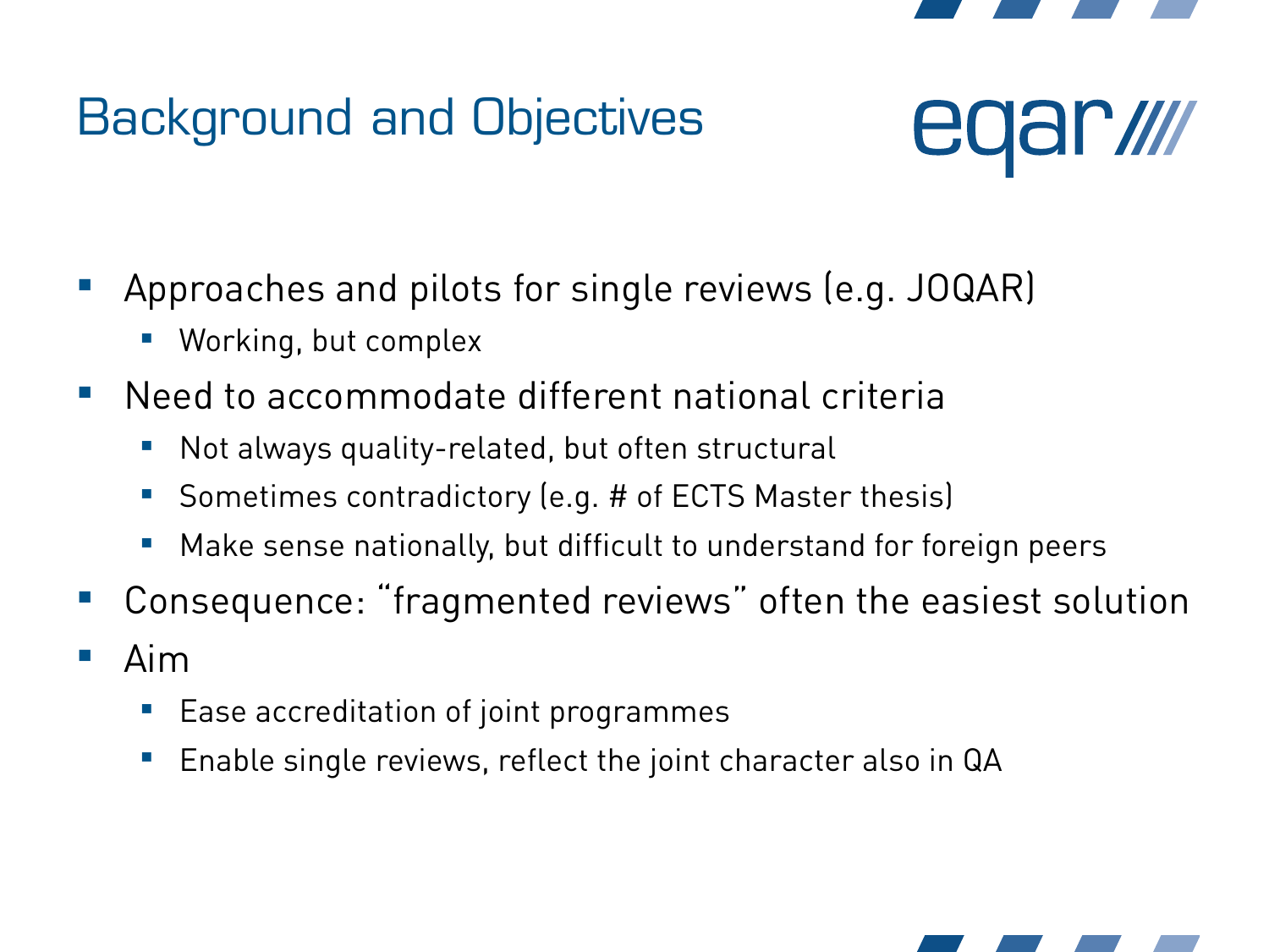# Background and Objectives

- Approaches and pilots for single reviews (e.g. JOQAR)
  - Working, but complex
- Need to accommodate different national criteria
  - Not always quality-related, but often structural
  - Sometimes contradictory (e.g. # of ECTS Master thesis)
  - Make sense nationally, but difficult to understand for foreign peers
- Consequence: "fragmented reviews" often the easiest solution
- Aim
  - Ease accreditation of joint programmes
  - Enable single reviews, reflect the joint character also in QA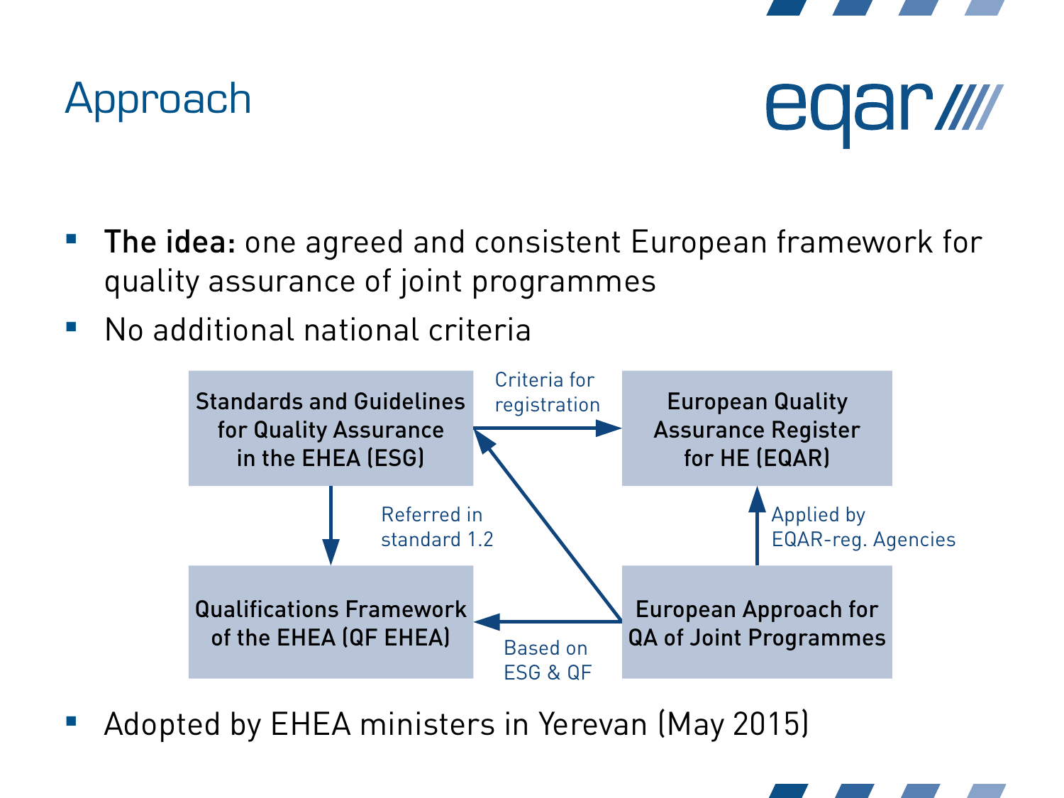# Approach

- **The idea:** one agreed and consistent European framework for quality assurance of joint programmes
- No additional national criteria

Standards and Guidelines for Quality Assurance in the EHEA (ESG)

Criteria for registration

European Quality Assurance Register for HE (EQAR)

Referred in standard 1.2

Applied by EQAR-reg. Agencies

Qualifications Framework of the EHEA (QF EHEA)

Based on ESG & QF

European Approach for QA of Joint Programmes

- Adopted by EHEA ministers in Yerevan (May 2015)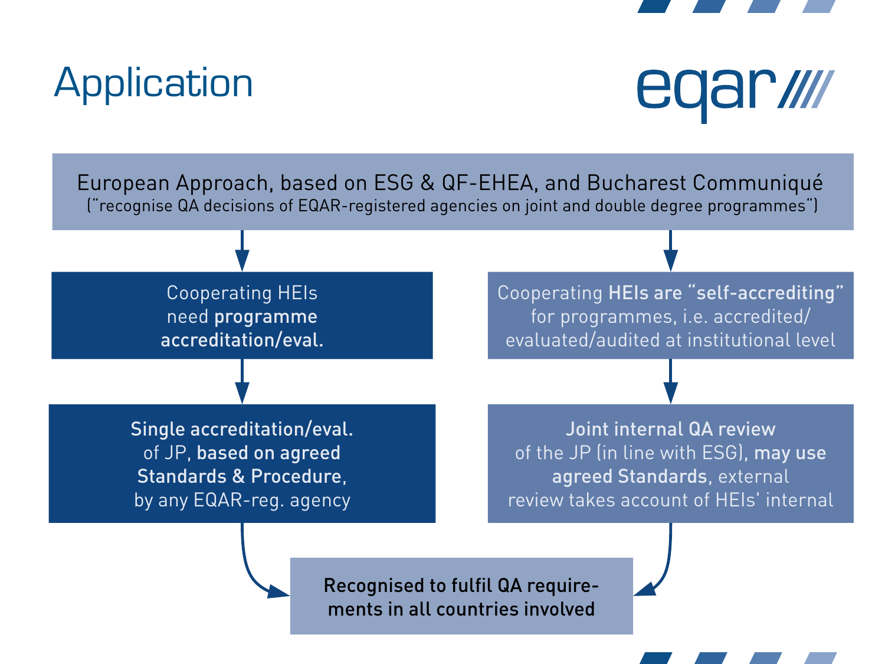# Application

European Approach, based on ESG & QF-EHEA, and Bucharest Communiqué
("recognise QA decisions of EQAR-registered agencies on joint and double degree programmes")

Cooperating HEIs need **programme accreditation/eval.**

**Single accreditation/eval.** of JP, **based on agreed Standards & Procedure**, by any EQAR-reg. agency

Cooperating **HEIs are "self-accrediting"** for programmes, i.e. accredited/evaluated/audited at institutional level

**Joint internal QA review** of the JP (in line with ESG), **may use agreed Standards**, external review takes account of HEIs' internal

**Recognised to fulfil QA requirements in all countries involved**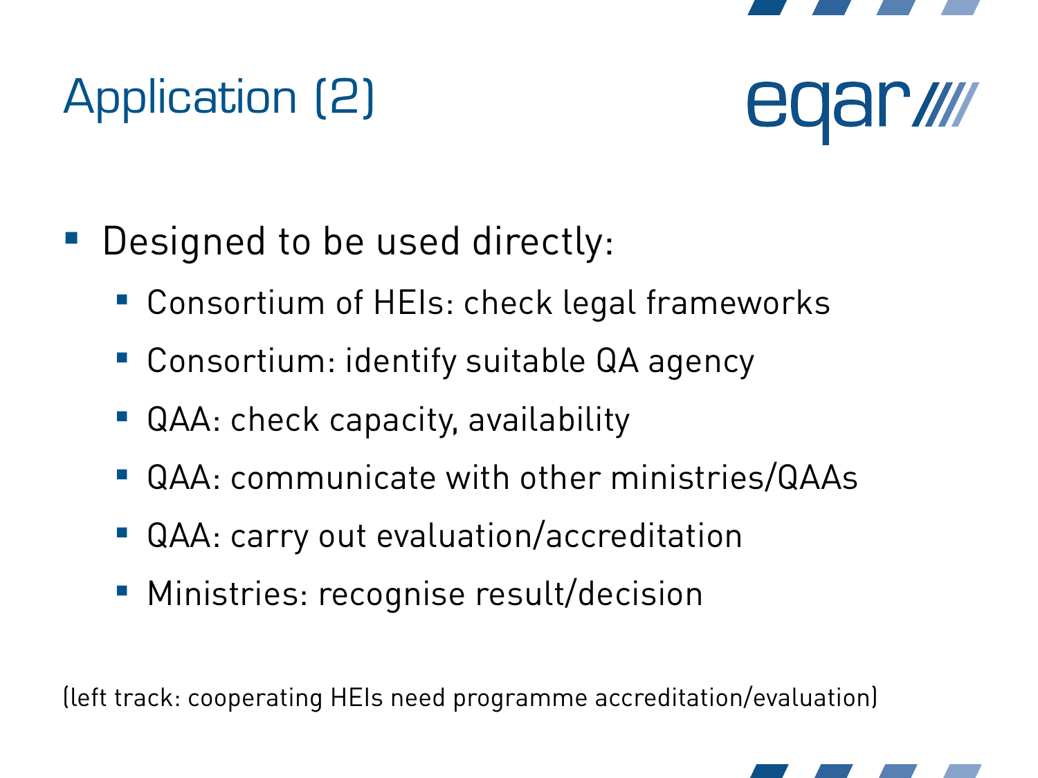# Application (2)

- Designed to be used directly:
  - Consortium of HEIs: check legal frameworks
  - Consortium: identify suitable QA agency
  - QAA: check capacity, availability
  - QAA: communicate with other ministries/QAAs
  - QAA: carry out evaluation/accreditation
  - Ministries: recognise result/decision

(left track: cooperating HEIs need programme accreditation/evaluation)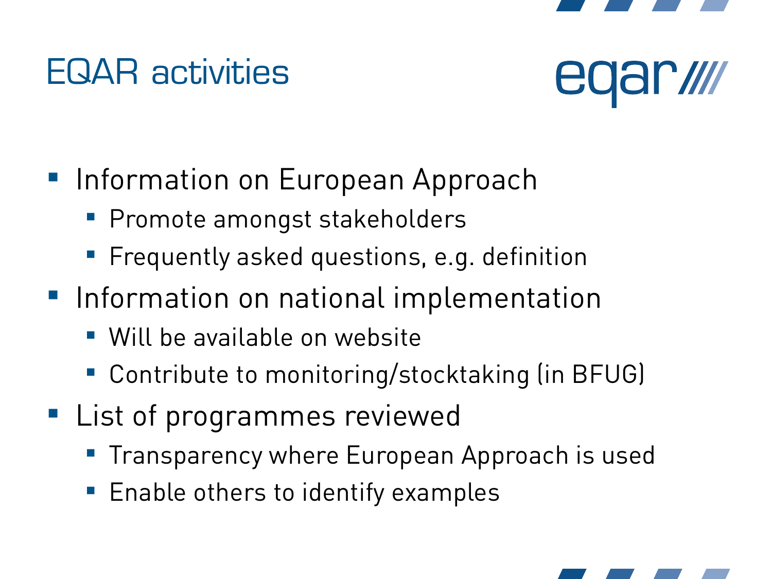# EQAR activities

- Information on European Approach
  - Promote amongst stakeholders
  - Frequently asked questions, e.g. definition
- Information on national implementation
  - Will be available on website
  - Contribute to monitoring/stocktaking (in BFUG)
- List of programmes reviewed
  - Transparency where European Approach is used
  - Enable others to identify examples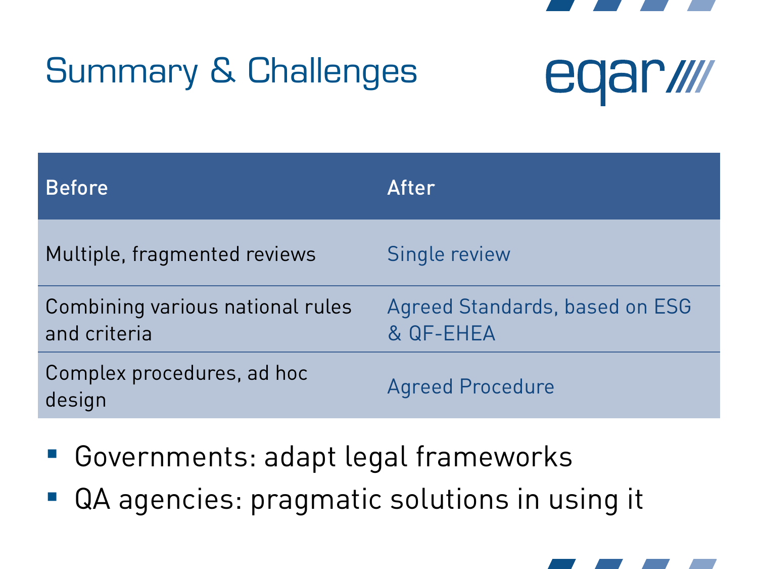# Summary & Challenges

| Before | After |
|---|---|
| Multiple, fragmented reviews | Single review |
| Combining various national rules and criteria | Agreed Standards, based on ESG & QF-EHEA |
| Complex procedures, ad hoc design | Agreed Procedure |

- Governments: adapt legal frameworks
- QA agencies: pragmatic solutions in using it